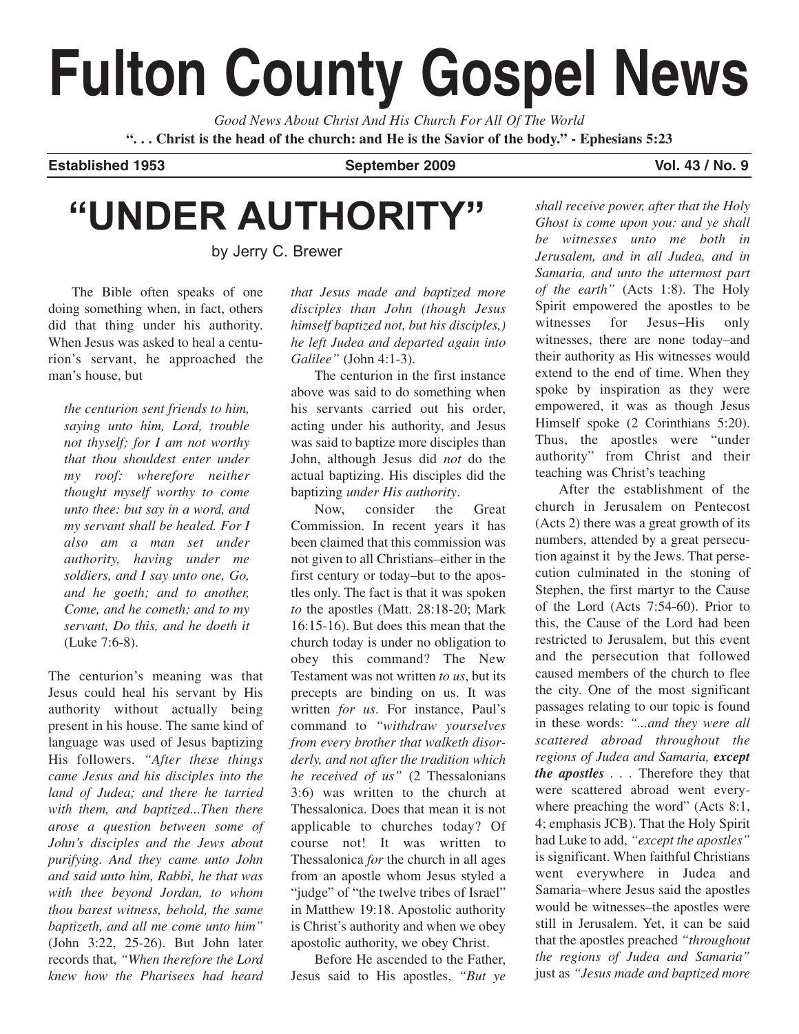# Fulton County Gospel News

*Good News About Christ And His Church For All Of The World*

**". . . Christ is the head of the church: and He is the Savior of the body." - Ephesians 5:23**

**Established 1953** **September 2009** **Vol. 43 / No. 9**

# "UNDER AUTHORITY"

by Jerry C. Brewer

The Bible often speaks of one doing something when, in fact, others did that thing under his authority. When Jesus was asked to heal a centurion's servant, he approached the man's house, but

> *the centurion sent friends to him, saying unto him, Lord, trouble not thyself; for I am not worthy that thou shouldest enter under my roof: wherefore neither thought myself worthy to come unto thee: but say in a word, and my servant shall be healed. For I also am a man set under authority, having under me soldiers, and I say unto one, Go, and he goeth; and to another, Come, and he cometh; and to my servant, Do this, and he doeth it* (Luke 7:6-8).

The centurion's meaning was that Jesus could heal his servant by His authority without actually being present in his house. The same kind of language was used of Jesus baptizing His followers. *"After these things came Jesus and his disciples into the land of Judea; and there he tarried with them, and baptized...Then there arose a question between some of John's disciples and the Jews about purifying. And they came unto John and said unto him, Rabbi, he that was with thee beyond Jordan, to whom thou barest witness, behold, the same baptizeth, and all me come unto him"* (John 3:22, 25-26). But John later records that, *"When therefore the Lord knew how the Pharisees had heard that Jesus made and baptized more disciples than John (though Jesus himself baptized not, but his disciples,) he left Judea and departed again into Galilee"* (John 4:1-3).

The centurion in the first instance above was said to do something when his servants carried out his order, acting under his authority, and Jesus was said to baptize more disciples than John, although Jesus did *not* do the actual baptizing. His disciples did the baptizing *under His authority*.

Now, consider the Great Commission. In recent years it has been claimed that this commission was not given to all Christians–either in the first century or today–but to the apostles only. The fact is that it was spoken *to* the apostles (Matt. 28:18-20; Mark 16:15-16). But does this mean that the church today is under no obligation to obey this command? The New Testament was not written *to us*, but its precepts are binding on us. It was written *for us*. For instance, Paul's command to *"withdraw yourselves from every brother that walketh disorderly, and not after the tradition which he received of us"* (2 Thessalonians 3:6) was written to the church at Thessalonica. Does that mean it is not applicable to churches today? Of course not! It was written to Thessalonica *for* the church in all ages from an apostle whom Jesus styled a "judge" of "the twelve tribes of Israel" in Matthew 19:18. Apostolic authority is Christ's authority and when we obey apostolic authority, we obey Christ.

Before He ascended to the Father, Jesus said to His apostles, *"But ye shall receive power, after that the Holy Ghost is come upon you: and ye shall be witnesses unto me both in Jerusalem, and in all Judea, and in Samaria, and unto the uttermost part of the earth"* (Acts 1:8). The Holy Spirit empowered the apostles to be witnesses for Jesus–His only witnesses, there are none today–and their authority as His witnesses would extend to the end of time. When they spoke by inspiration as they were empowered, it was as though Jesus Himself spoke (2 Corinthians 5:20). Thus, the apostles were "under authority" from Christ and their teaching was Christ's teaching

After the establishment of the church in Jerusalem on Pentecost (Acts 2) there was a great growth of its numbers, attended by a great persecution against it by the Jews. That persecution culminated in the stoning of Stephen, the first martyr to the Cause of the Lord (Acts 7:54-60). Prior to this, the Cause of the Lord had been restricted to Jerusalem, but this event and the persecution that followed caused members of the church to flee the city. One of the most significant passages relating to our topic is found in these words: *"...and they were all scattered abroad throughout the regions of Judea and Samaria,* ***except the apostles*** . . . Therefore they that were scattered abroad went everywhere preaching the word" (Acts 8:1, 4; emphasis JCB). That the Holy Spirit had Luke to add, *"except the apostles"* is significant. When faithful Christians went everywhere in Judea and Samaria–where Jesus said the apostles would be witnesses–the apostles were still in Jerusalem. Yet, it can be said that the apostles preached *"throughout the regions of Judea and Samaria"* just as *"Jesus made and baptized more*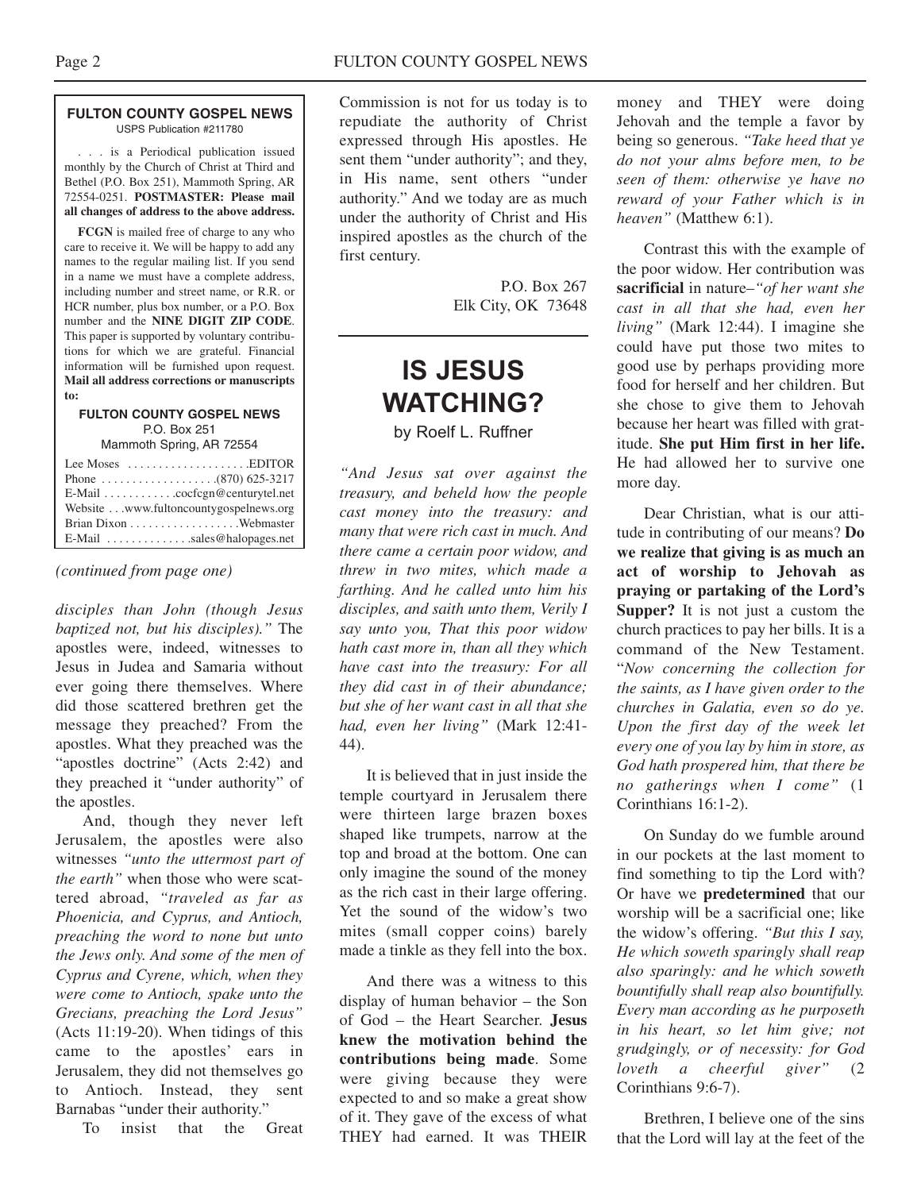**FULTON COUNTY GOSPEL NEWS**
USPS Publication #211780

. . . is a Periodical publication issued monthly by the Church of Christ at Third and Bethel (P.O. Box 251), Mammoth Spring, AR 72554-0251. **POSTMASTER: Please mail all changes of address to the above address.**

**FCGN** is mailed free of charge to any who care to receive it. We will be happy to add any names to the regular mailing list. If you send in a name we must have a complete address, including number and street name, or R.R. or HCR number, plus box number, or a P.O. Box number and the **NINE DIGIT ZIP CODE**. This paper is supported by voluntary contributions for which we are grateful. Financial information will be furnished upon request. **Mail all address corrections or manuscripts to:**

**FULTON COUNTY GOSPEL NEWS**
P.O. Box 251
Mammoth Spring, AR 72554

Lee Moses . . . . . . . . . . . . . . . . . . . .EDITOR
Phone . . . . . . . . . . . . . . . . . . .(870) 625-3217
E-Mail . . . . . . . . . . . .cocfcgn@centurytel.net
Website . . .www.fultoncountygospelnews.org
Brian Dixon . . . . . . . . . . . . . . . . .Webmaster
E-Mail . . . . . . . . . . . . . .sales@halopages.net

*(continued from page one)*

*disciples than John (though Jesus baptized not, but his disciples)."* The apostles were, indeed, witnesses to Jesus in Judea and Samaria without ever going there themselves. Where did those scattered brethren get the message they preached? From the apostles. What they preached was the "apostles doctrine" (Acts 2:42) and they preached it "under authority" of the apostles.

And, though they never left Jerusalem, the apostles were also witnesses *"unto the uttermost part of the earth"* when those who were scattered abroad, *"traveled as far as Phoenicia, and Cyprus, and Antioch, preaching the word to none but unto the Jews only. And some of the men of Cyprus and Cyrene, which, when they were come to Antioch, spake unto the Grecians, preaching the Lord Jesus"* (Acts 11:19-20). When tidings of this came to the apostles' ears in Jerusalem, they did not themselves go to Antioch. Instead, they sent Barnabas "under their authority."

To insist that the Great Commission is not for us today is to repudiate the authority of Christ expressed through His apostles. He sent them "under authority"; and they, in His name, sent others "under authority." And we today are as much under the authority of Christ and His inspired apostles as the church of the first century.

P.O. Box 267
Elk City, OK 73648

# IS JESUS WATCHING?

by Roelf L. Ruffner

*"And Jesus sat over against the treasury, and beheld how the people cast money into the treasury: and many that were rich cast in much. And there came a certain poor widow, and threw in two mites, which make a farthing. And he called unto him his disciples, and saith unto them, Verily I say unto you, That this poor widow hath cast more in, than all they which have cast into the treasury: For all they did cast in of their abundance; but she of her want cast in all that she had, even her living"* (Mark 12:41-44).

It is believed that in just inside the temple courtyard in Jerusalem there were thirteen large brazen boxes shaped like trumpets, narrow at the top and broad at the bottom. One can only imagine the sound of the money as the rich cast in their large offering. Yet the sound of the widow's two mites (small copper coins) barely made a tinkle as they fell into the box.

And there was a witness to this display of human behavior – the Son of God – the Heart Searcher. **Jesus knew the motivation behind the contributions being made**. Some were giving because they were expected to and so make a great show of it. They gave of the excess of what THEY had earned. It was THEIR money and THEY were doing Jehovah and the temple a favor by being so generous. *"Take heed that ye do not your alms before men, to be seen of them: otherwise ye have no reward of your Father which is in heaven"* (Matthew 6:1).

Contrast this with the example of the poor widow. Her contribution was **sacrificial** in nature–*"of her want she cast in all that she had, even her living"* (Mark 12:44). I imagine she could have put those two mites to good use by perhaps providing more food for herself and her children. But she chose to give them to Jehovah because her heart was filled with gratitude. **She put Him first in her life.** He had allowed her to survive one more day.

Dear Christian, what is our attitude in contributing of our means? **Do we realize that giving is as much an act of worship to Jehovah as praying or partaking of the Lord's Supper?** It is not just a custom the church practices to pay her bills. It is a command of the New Testament. "*Now concerning the collection for the saints, as I have given order to the churches in Galatia, even so do ye. Upon the first day of the week let every one of you lay by him in store, as God hath prospered him, that there be no gatherings when I come"* (1 Corinthians 16:1-2).

On Sunday do we fumble around in our pockets at the last moment to find something to tip the Lord with? Or have we **predetermined** that our worship will be a sacrificial one; like the widow's offering. *"But this I say, He which soweth sparingly shall reap also sparingly: and he which soweth bountifully shall reap also bountifully. Every man according as he purposeth in his heart, so let him give; not grudgingly, or of necessity: for God loveth a cheerful giver"* (2 Corinthians 9:6-7).

Brethren, I believe one of the sins that the Lord will lay at the feet of the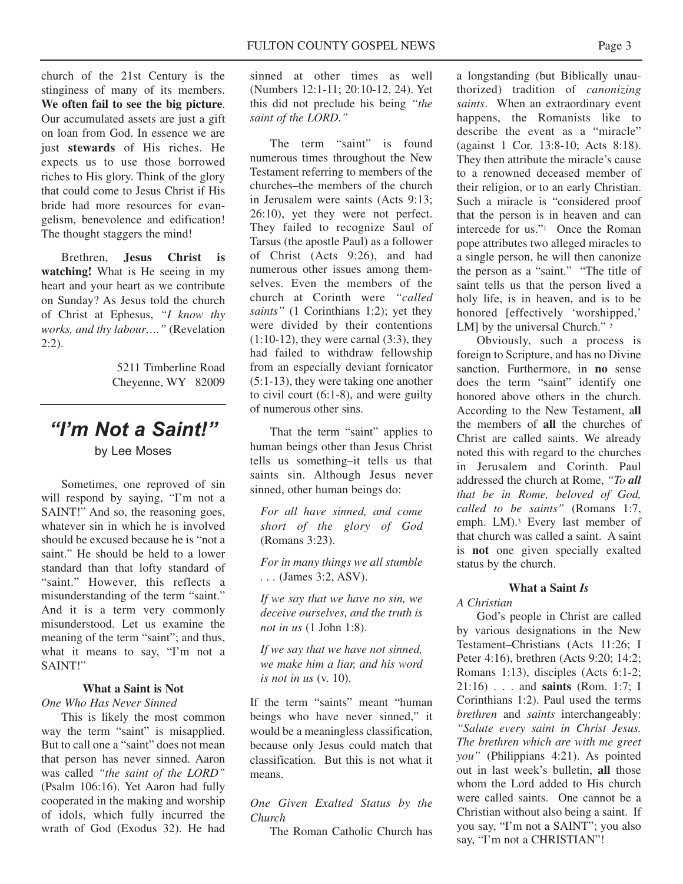church of the 21st Century is the stinginess of many of its members. **We often fail to see the big picture**. Our accumulated assets are just a gift on loan from God. In essence we are just **stewards** of His riches. He expects us to use those borrowed riches to His glory. Think of the glory that could come to Jesus Christ if His bride had more resources for evangelism, benevolence and edification! The thought staggers the mind!

Brethren, **Jesus Christ is watching!** What is He seeing in my heart and your heart as we contribute on Sunday? As Jesus told the church of Christ at Ephesus, *"I know thy works, and thy labour…."* (Revelation 2:2).

5211 Timberline Road
Cheyenne, WY 82009

---

# *"I'm Not a Saint!"*

by Lee Moses

Sometimes, one reproved of sin will respond by saying, "I'm not a SAINT!" And so, the reasoning goes, whatever sin in which he is involved should be excused because he is "not a saint." He should be held to a lower standard than that lofty standard of "saint." However, this reflects a misunderstanding of the term "saint." And it is a term very commonly misunderstood. Let us examine the meaning of the term "saint"; and thus, what it means to say, "I'm not a SAINT!"

### What a Saint is Not

*One Who Has Never Sinned*

This is likely the most common way the term "saint" is misapplied. But to call one a "saint" does not mean that person has never sinned. Aaron was called *"the saint of the LORD"* (Psalm 106:16). Yet Aaron had fully cooperated in the making and worship of idols, which fully incurred the wrath of God (Exodus 32). He had sinned at other times as well (Numbers 12:1-11; 20:10-12, 24). Yet this did not preclude his being *"the saint of the LORD."*

The term "saint" is found numerous times throughout the New Testament referring to members of the churches–the members of the church in Jerusalem were saints (Acts 9:13; 26:10), yet they were not perfect. They failed to recognize Saul of Tarsus (the apostle Paul) as a follower of Christ (Acts 9:26), and had numerous other issues among themselves. Even the members of the church at Corinth were *"called saints"* (1 Corinthians 1:2); yet they were divided by their contentions (1:10-12), they were carnal (3:3), they had failed to withdraw fellowship from an especially deviant fornicator (5:1-13), they were taking one another to civil court (6:1-8), and were guilty of numerous other sins.

That the term "saint" applies to human beings other than Jesus Christ tells us something–it tells us that saints sin. Although Jesus never sinned, other human beings do:

> *For all have sinned, and come short of the glory of God* (Romans 3:23).
>
> *For in many things we all stumble . . .* (James 3:2, ASV).
>
> *If we say that we have no sin, we deceive ourselves, and the truth is not in us* (1 John 1:8).
>
> *If we say that we have not sinned, we make him a liar, and his word is not in us* (v. 10).

If the term "saints" meant "human beings who have never sinned," it would be a meaningless classification, because only Jesus could match that classification. But this is not what it means.

*One Given Exalted Status by the Church*

The Roman Catholic Church has a longstanding (but Biblically unauthorized) tradition of *canonizing saints*. When an extraordinary event happens, the Romanists like to describe the event as a "miracle" (against 1 Cor. 13:8-10; Acts 8:18). They then attribute the miracle's cause to a renowned deceased member of their religion, or to an early Christian. Such a miracle is "considered proof that the person is in heaven and can intercede for us."[1] Once the Roman pope attributes two alleged miracles to a single person, he will then canonize the person as a "saint." "The title of saint tells us that the person lived a holy life, is in heaven, and is to be honored [effectively 'worshipped,' LM] by the universal Church." [2]

Obviously, such a process is foreign to Scripture, and has no Divine sanction. Furthermore, in **no** sense does the term "saint" identify one honored above others in the church. According to the New Testament, a**ll** the members of **all** the churches of Christ are called saints. We already noted this with regard to the churches in Jerusalem and Corinth. Paul addressed the church at Rome, *"To **all** that be in Rome, beloved of God, called to be saints"* (Romans 1:7, emph. LM).[3] Every last member of that church was called a saint. A saint is **not** one given specially exalted status by the church.

### What a Saint *Is*

*A Christian*

God's people in Christ are called by various designations in the New Testament–Christians (Acts 11:26; I Peter 4:16), brethren (Acts 9:20; 14:2; Romans 1:13), disciples (Acts 6:1-2; 21:16) . . . and **saints** (Rom. 1:7; I Corinthians 1:2). Paul used the terms *brethren* and *saints* interchangeably: *"Salute every saint in Christ Jesus. The brethren which are with me greet you"* (Philippians 4:21). As pointed out in last week's bulletin, **all** those whom the Lord added to His church were called saints. One cannot be a Christian without also being a saint. If you say, "I'm not a SAINT"; you also say, "I'm not a CHRISTIAN"!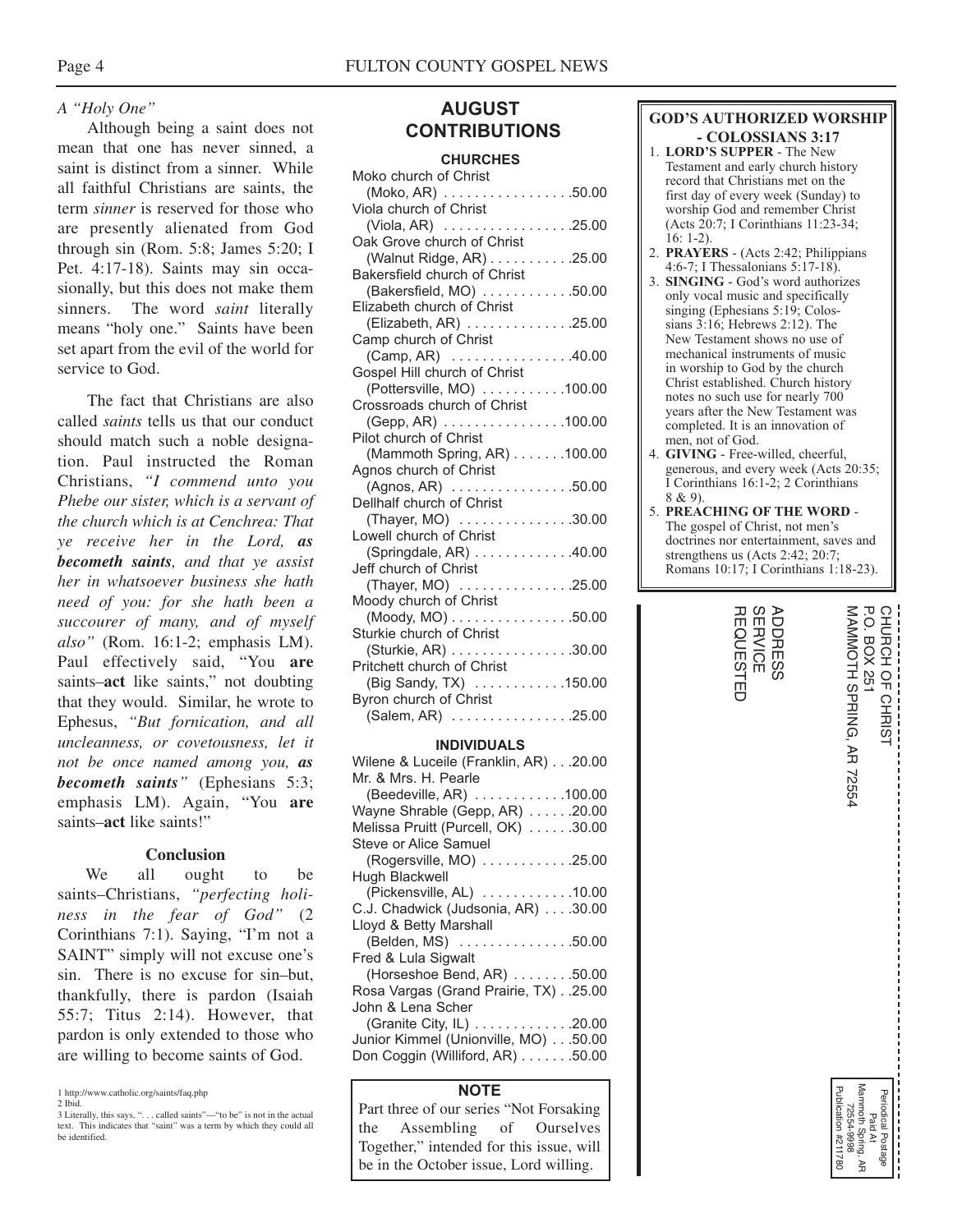*A "Holy One"*

Although being a saint does not mean that one has never sinned, a saint is distinct from a sinner. While all faithful Christians are saints, the term *sinner* is reserved for those who are presently alienated from God through sin (Rom. 5:8; James 5:20; I Pet. 4:17-18). Saints may sin occasionally, but this does not make them sinners. The word *saint* literally means "holy one." Saints have been set apart from the evil of the world for service to God.

The fact that Christians are also called *saints* tells us that our conduct should match such a noble designation. Paul instructed the Roman Christians, *"I commend unto you Phebe our sister, which is a servant of the church which is at Cenchrea: That ye receive her in the Lord, **as becometh saints**, and that ye assist her in whatsoever business she hath need of you: for she hath been a succourer of many, and of myself also"* (Rom. 16:1-2; emphasis LM). Paul effectively said, "You **are** saints–**act** like saints," not doubting that they would. Similar, he wrote to Ephesus, *"But fornication, and all uncleanness, or covetousness, let it not be once named among you, **as becometh saints**"* (Ephesians 5:3; emphasis LM). Again, "You **are** saints–**act** like saints!"

### Conclusion

We all ought to be saints–Christians, *"perfecting holiness in the fear of God"* (2 Corinthians 7:1). Saying, "I'm not a SAINT" simply will not excuse one's sin. There is no excuse for sin–but, thankfully, there is pardon (Isaiah 55:7; Titus 2:14). However, that pardon is only extended to those who are willing to become saints of God.

1 http://www.catholic.org/saints/faq.php
2 Ibid.
3 Literally, this says, ". . . called saints"—"to be" is not in the actual text. This indicates that "saint" was a term by which they could all be identified.

## AUGUST CONTRIBUTIONS

### CHURCHES

| | |
|---|---|
| Moko church of Christ (Moko, AR) | 50.00 |
| Viola church of Christ (Viola, AR) | 25.00 |
| Oak Grove church of Christ (Walnut Ridge, AR) | 25.00 |
| Bakersfield church of Christ (Bakersfield, MO) | 50.00 |
| Elizabeth church of Christ (Elizabeth, AR) | 25.00 |
| Camp church of Christ (Camp, AR) | 40.00 |
| Gospel Hill church of Christ (Pottersville, MO) | 100.00 |
| Crossroads church of Christ (Gepp, AR) | 100.00 |
| Pilot church of Christ (Mammoth Spring, AR) | 100.00 |
| Agnos church of Christ (Agnos, AR) | 50.00 |
| Dellhalf church of Christ (Thayer, MO) | 30.00 |
| Lowell church of Christ (Springdale, AR) | 40.00 |
| Jeff church of Christ (Thayer, MO) | 25.00 |
| Moody church of Christ (Moody, MO) | 50.00 |
| Sturkie church of Christ (Sturkie, AR) | 30.00 |
| Pritchett church of Christ (Big Sandy, TX) | 150.00 |
| Byron church of Christ (Salem, AR) | 25.00 |

### INDIVIDUALS

| | |
|---|---|
| Wilene & Luceile (Franklin, AR) | 20.00 |
| Mr. & Mrs. H. Pearle (Beedeville, AR) | 100.00 |
| Wayne Shrable (Gepp, AR) | 20.00 |
| Melissa Pruitt (Purcell, OK) | 30.00 |
| Steve or Alice Samuel (Rogersville, MO) | 25.00 |
| Hugh Blackwell (Pickensville, AL) | 10.00 |
| C.J. Chadwick (Judsonia, AR) | 30.00 |
| Lloyd & Betty Marshall (Belden, MS) | 50.00 |
| Fred & Lula Sigwalt (Horseshoe Bend, AR) | 50.00 |
| Rosa Vargas (Grand Prairie, TX) | 25.00 |
| John & Lena Scher (Granite City, IL) | 20.00 |
| Junior Kimmel (Unionville, MO) | 50.00 |
| Don Coggin (Williford, AR) | 50.00 |

### NOTE

Part three of our series "Not Forsaking the Assembling of Ourselves Together," intended for this issue, will be in the October issue, Lord willing.

### GOD'S AUTHORIZED WORSHIP - COLOSSIANS 3:17

1. **LORD'S SUPPER** - The New Testament and early church history record that Christians met on the first day of every week (Sunday) to worship God and remember Christ (Acts 20:7; I Corinthians 11:23-34; 16: 1-2).
2. **PRAYERS** - (Acts 2:42; Philippians 4:6-7; I Thessalonians 5:17-18).
3. **SINGING** - God's word authorizes only vocal music and specifically singing (Ephesians 5:19; Colossians 3:16; Hebrews 2:12). The New Testament shows no use of mechanical instruments of music in worship to God by the church Christ established. Church history notes no such use for nearly 700 years after the New Testament was completed. It is an innovation of men, not of God.
4. **GIVING** - Free-willed, cheerful, generous, and every week (Acts 20:35; I Corinthians 16:1-2; 2 Corinthians 8 & 9).
5. **PREACHING OF THE WORD** - The gospel of Christ, not men's doctrines nor entertainment, saves and strengthens us (Acts 2:42; 20:7; Romans 10:17; I Corinthians 1:18-23).

CHURCH OF CHRIST
P.O. BOX 251
MAMMOTH SPRING, AR 72554

ADDRESS SERVICE REQUESTED

Periodical Postage Paid At Mammoth Spring, AR 72554-9998 Publication #211780